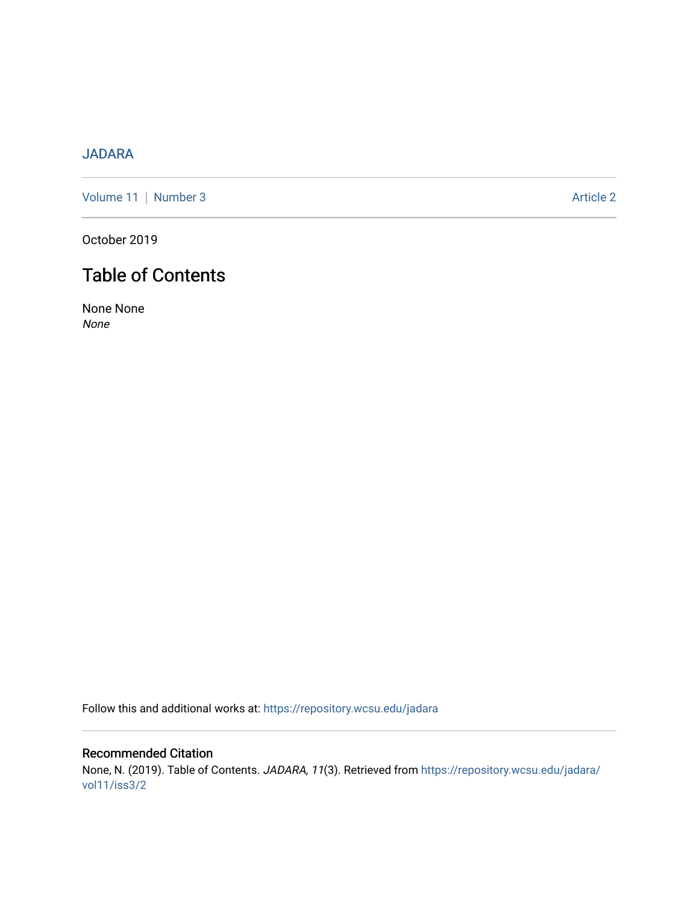JADARA

Volume 11 | Number 3 Article 2

October 2019

# Table of Contents

None None
*None*

Follow this and additional works at: https://repository.wcsu.edu/jadara

## Recommended Citation

None, N. (2019). Table of Contents. *JADARA, 11*(3). Retrieved from https://repository.wcsu.edu/jadara/vol11/iss3/2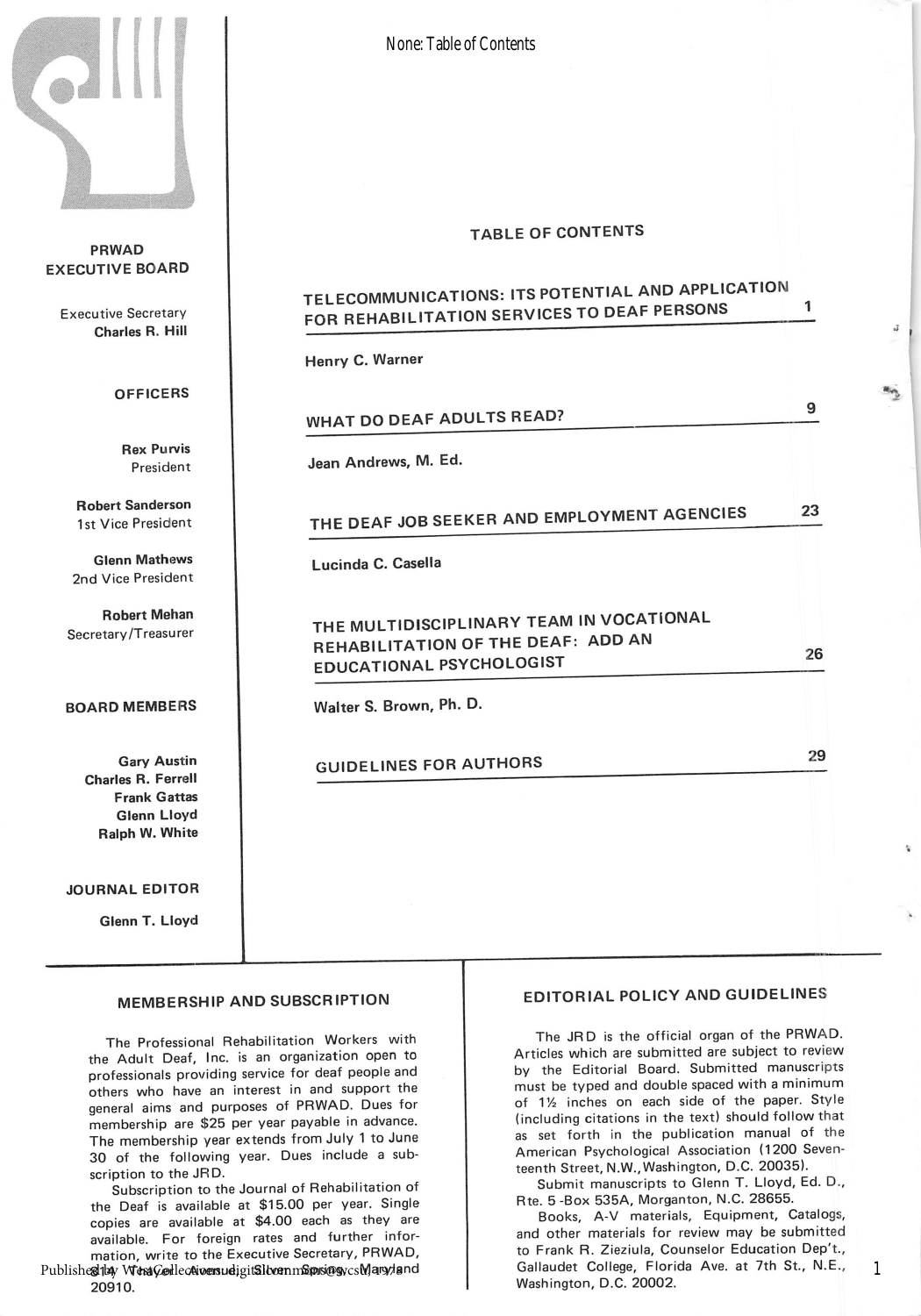None: Table of Contents

**PRWAD EXECUTIVE BOARD**

Executive Secretary
**Charles R. Hill**

**OFFICERS**

**Rex Purvis**
President

**Robert Sanderson**
1st Vice President

**Glenn Mathews**
2nd Vice President

**Robert Mehan**
Secretary/Treasurer

**BOARD MEMBERS**

**Gary Austin**
**Charles R. Ferrell**
**Frank Gattas**
**Glenn Lloyd**
**Ralph W. White**

**JOURNAL EDITOR**

**Glenn T. Lloyd**

## TABLE OF CONTENTS

**TELECOMMUNICATIONS: ITS POTENTIAL AND APPLICATION FOR REHABILITATION SERVICES TO DEAF PERSONS** — 1

**Henry C. Warner**

**WHAT DO DEAF ADULTS READ?** — 9

**Jean Andrews, M. Ed.**

**THE DEAF JOB SEEKER AND EMPLOYMENT AGENCIES** — 23

**Lucinda C. Casella**

**THE MULTIDISCIPLINARY TEAM IN VOCATIONAL REHABILITATION OF THE DEAF: ADD AN EDUCATIONAL PSYCHOLOGIST** — 26

**Walter S. Brown, Ph. D.**

**GUIDELINES FOR AUTHORS** — 29

## MEMBERSHIP AND SUBSCRIPTION

The Professional Rehabilitation Workers with the Adult Deaf, Inc. is an organization open to professionals providing service for deaf people and others who have an interest in and support the general aims and purposes of PRWAD. Dues for membership are $25 per year payable in advance. The membership year extends from July 1 to June 30 of the following year. Dues include a subscription to the JRD.

Subscription to the Journal of Rehabilitation of the Deaf is available at $15.00 per year. Single copies are available at $4.00 each as they are available. For foreign rates and further information, write to the Executive Secretary, PRWAD, 814 Thayer Avenue, Silver Spring, Maryland 20910.

## EDITORIAL POLICY AND GUIDELINES

The JRD is the official organ of the PRWAD. Articles which are submitted are subject to review by the Editorial Board. Submitted manuscripts must be typed and double spaced with a minimum of 1½ inches on each side of the paper. Style (including citations in the text) should follow that as set forth in the publication manual of the American Psychological Association (1200 Seventeenth Street, N.W., Washington, D.C. 20035).

Submit manuscripts to Glenn T. Lloyd, Ed. D., Rte. 5 -Box 535A, Morganton, N.C. 28655.

Books, A-V materials, Equipment, Catalogs, and other materials for review may be submitted to Frank R. Zieziula, Counselor Education Dep't., Gallaudet College, Florida Ave. at 7th St., N.E., Washington, D.C. 20002.